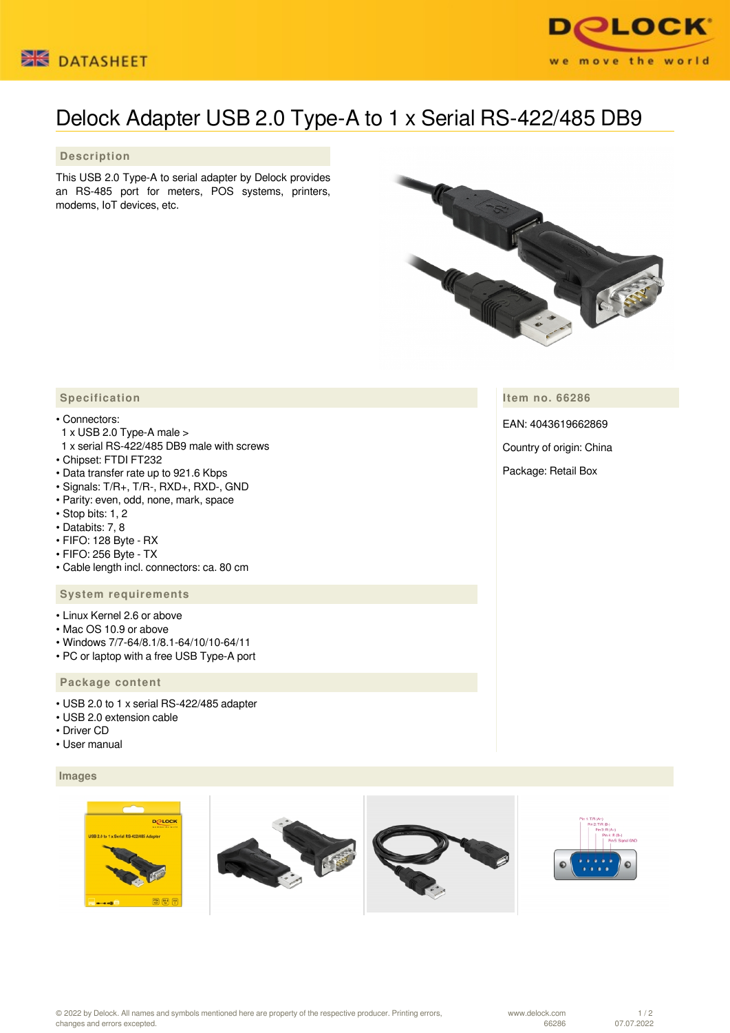# Delock Adapter USB 2.0 Type-A to 1 x Serial RS-422/485 DB9

## Description

This USB 2.0 Type-A to serial adapter by Delock provides an RS-485 port for meters, POS systems, printers, modems, IoT devices, etc.

## Specification

- Connectors:
  1 x USB 2.0 Type-A male >
  1 x serial RS-422/485 DB9 male with screws
- Chipset: FTDI FT232
- Data transfer rate up to 921.6 Kbps
- Signals: T/R+, T/R-, RXD+, RXD-, GND
- Parity: even, odd, none, mark, space
- Stop bits: 1, 2
- Databits: 7, 8
- FIFO: 128 Byte - RX
- FIFO: 256 Byte - TX
- Cable length incl. connectors: ca. 80 cm

## Item no. 66286

EAN: 4043619662869

Country of origin: China

Package: Retail Box

## System requirements

- Linux Kernel 2.6 or above
- Mac OS 10.9 or above
- Windows 7/7-64/8.1/8.1-64/10/10-64/11
- PC or laptop with a free USB Type-A port

## Package content

- USB 2.0 to 1 x serial RS-422/485 adapter
- USB 2.0 extension cable
- Driver CD
- User manual

## Images

© 2022 by Delock. All names and symbols mentioned here are property of the respective producer. Printing errors, changes and errors excepted.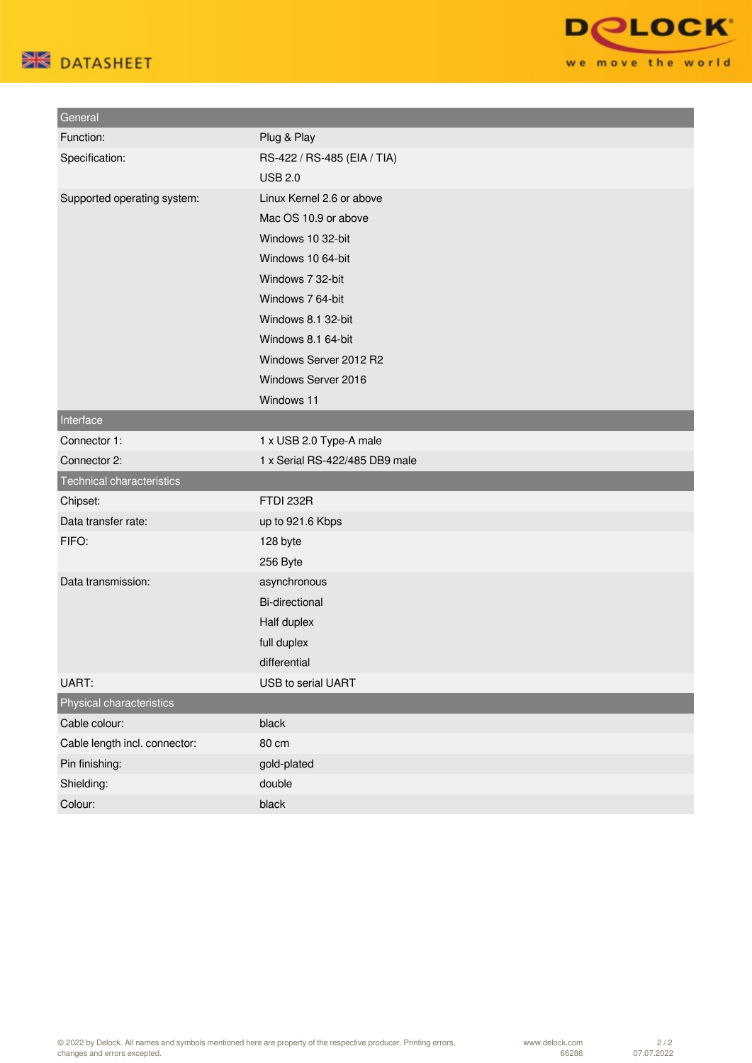| General | |
|---|---|
| Function: | Plug & Play |
| Specification: | RS-422 / RS-485 (EIA / TIA) |
| | USB 2.0 |
| Supported operating system: | Linux Kernel 2.6 or above |
| | Mac OS 10.9 or above |
| | Windows 10 32-bit |
| | Windows 10 64-bit |
| | Windows 7 32-bit |
| | Windows 7 64-bit |
| | Windows 8.1 32-bit |
| | Windows 8.1 64-bit |
| | Windows Server 2012 R2 |
| | Windows Server 2016 |
| | Windows 11 |
| **Interface** | |
| Connector 1: | 1 x USB 2.0 Type-A male |
| Connector 2: | 1 x Serial RS-422/485 DB9 male |
| **Technical characteristics** | |
| Chipset: | FTDI 232R |
| Data transfer rate: | up to 921.6 Kbps |
| FIFO: | 128 byte |
| | 256 Byte |
| Data transmission: | asynchronous |
| | Bi-directional |
| | Half duplex |
| | full duplex |
| | differential |
| UART: | USB to serial UART |
| **Physical characteristics** | |
| Cable colour: | black |
| Cable length incl. connector: | 80 cm |
| Pin finishing: | gold-plated |
| Shielding: | double |
| Colour: | black |

© 2022 by Delock. All names and symbols mentioned here are property of the respective producer. Printing errors, changes and errors excepted.

www.delock.com
66286
07.07.2022